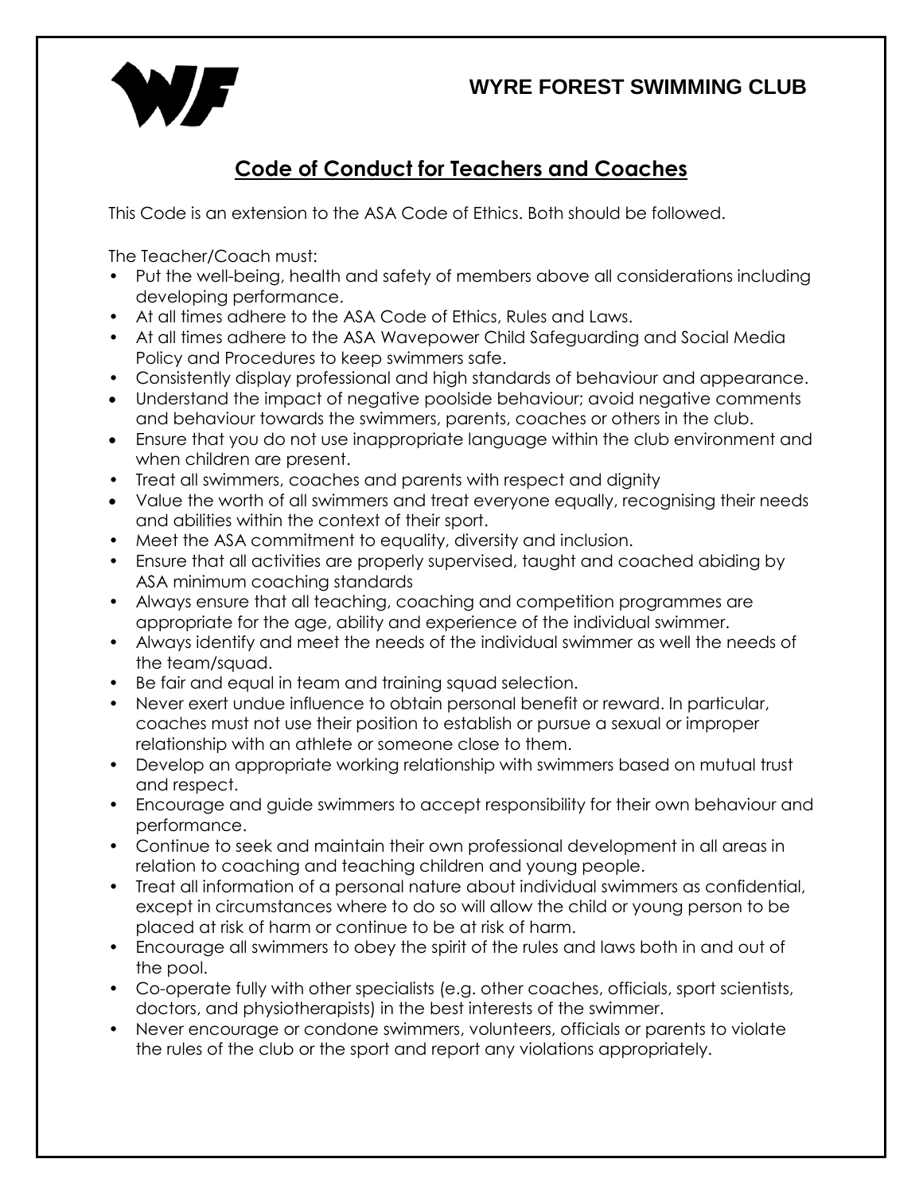**WYRE FOREST SWIMMING CLUB**

## Code of Conduct for Teachers and Coaches

This Code is an extension to the ASA Code of Ethics. Both should be followed.

The Teacher/Coach must:

- Put the well-being, health and safety of members above all considerations including developing performance.
- At all times adhere to the ASA Code of Ethics, Rules and Laws.
- At all times adhere to the ASA Wavepower Child Safeguarding and Social Media Policy and Procedures to keep swimmers safe.
- Consistently display professional and high standards of behaviour and appearance.
- Understand the impact of negative poolside behaviour; avoid negative comments and behaviour towards the swimmers, parents, coaches or others in the club.
- Ensure that you do not use inappropriate language within the club environment and when children are present.
- Treat all swimmers, coaches and parents with respect and dignity
- Value the worth of all swimmers and treat everyone equally, recognising their needs and abilities within the context of their sport.
- Meet the ASA commitment to equality, diversity and inclusion.
- Ensure that all activities are properly supervised, taught and coached abiding by ASA minimum coaching standards
- Always ensure that all teaching, coaching and competition programmes are appropriate for the age, ability and experience of the individual swimmer.
- Always identify and meet the needs of the individual swimmer as well the needs of the team/squad.
- Be fair and equal in team and training squad selection.
- Never exert undue influence to obtain personal benefit or reward. In particular, coaches must not use their position to establish or pursue a sexual or improper relationship with an athlete or someone close to them.
- Develop an appropriate working relationship with swimmers based on mutual trust and respect.
- Encourage and guide swimmers to accept responsibility for their own behaviour and performance.
- Continue to seek and maintain their own professional development in all areas in relation to coaching and teaching children and young people.
- Treat all information of a personal nature about individual swimmers as confidential, except in circumstances where to do so will allow the child or young person to be placed at risk of harm or continue to be at risk of harm.
- Encourage all swimmers to obey the spirit of the rules and laws both in and out of the pool.
- Co-operate fully with other specialists (e.g. other coaches, officials, sport scientists, doctors, and physiotherapists) in the best interests of the swimmer.
- Never encourage or condone swimmers, volunteers, officials or parents to violate the rules of the club or the sport and report any violations appropriately.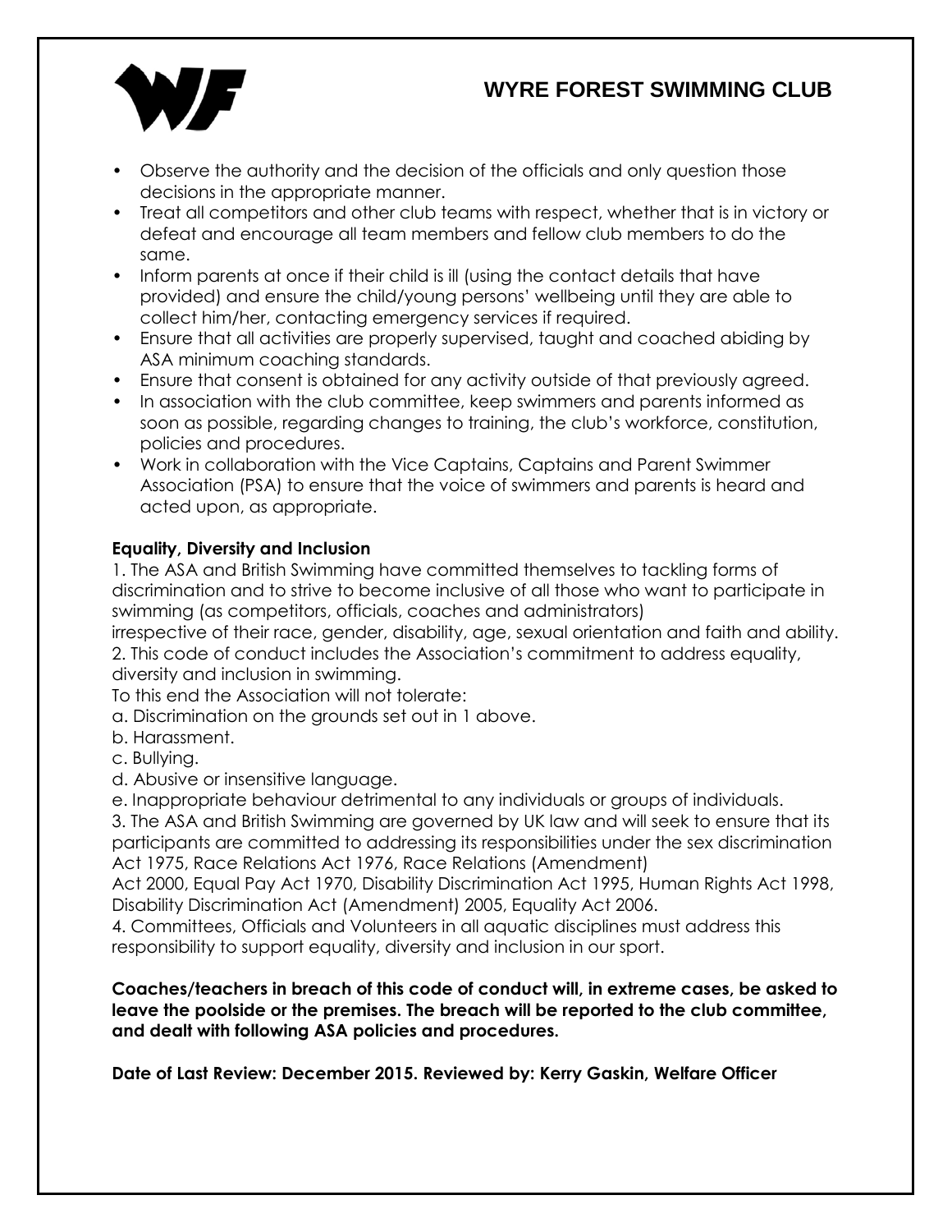- Observe the authority and the decision of the officials and only question those decisions in the appropriate manner.
- Treat all competitors and other club teams with respect, whether that is in victory or defeat and encourage all team members and fellow club members to do the same.
- Inform parents at once if their child is ill (using the contact details that have provided) and ensure the child/young persons' wellbeing until they are able to collect him/her, contacting emergency services if required.
- Ensure that all activities are properly supervised, taught and coached abiding by ASA minimum coaching standards.
- Ensure that consent is obtained for any activity outside of that previously agreed.
- In association with the club committee, keep swimmers and parents informed as soon as possible, regarding changes to training, the club's workforce, constitution, policies and procedures.
- Work in collaboration with the Vice Captains, Captains and Parent Swimmer Association (PSA) to ensure that the voice of swimmers and parents is heard and acted upon, as appropriate.

**Equality, Diversity and Inclusion**

1. The ASA and British Swimming have committed themselves to tackling forms of discrimination and to strive to become inclusive of all those who want to participate in swimming (as competitors, officials, coaches and administrators) irrespective of their race, gender, disability, age, sexual orientation and faith and ability.
2. This code of conduct includes the Association's commitment to address equality, diversity and inclusion in swimming.

To this end the Association will not tolerate:

a. Discrimination on the grounds set out in 1 above.
b. Harassment.
c. Bullying.
d. Abusive or insensitive language.
e. Inappropriate behaviour detrimental to any individuals or groups of individuals.

3. The ASA and British Swimming are governed by UK law and will seek to ensure that its participants are committed to addressing its responsibilities under the sex discrimination Act 1975, Race Relations Act 1976, Race Relations (Amendment) Act 2000, Equal Pay Act 1970, Disability Discrimination Act 1995, Human Rights Act 1998, Disability Discrimination Act (Amendment) 2005, Equality Act 2006.
4. Committees, Officials and Volunteers in all aquatic disciplines must address this responsibility to support equality, diversity and inclusion in our sport.

**Coaches/teachers in breach of this code of conduct will, in extreme cases, be asked to leave the poolside or the premises. The breach will be reported to the club committee, and dealt with following ASA policies and procedures.**

**Date of Last Review: December 2015. Reviewed by: Kerry Gaskin, Welfare Officer**